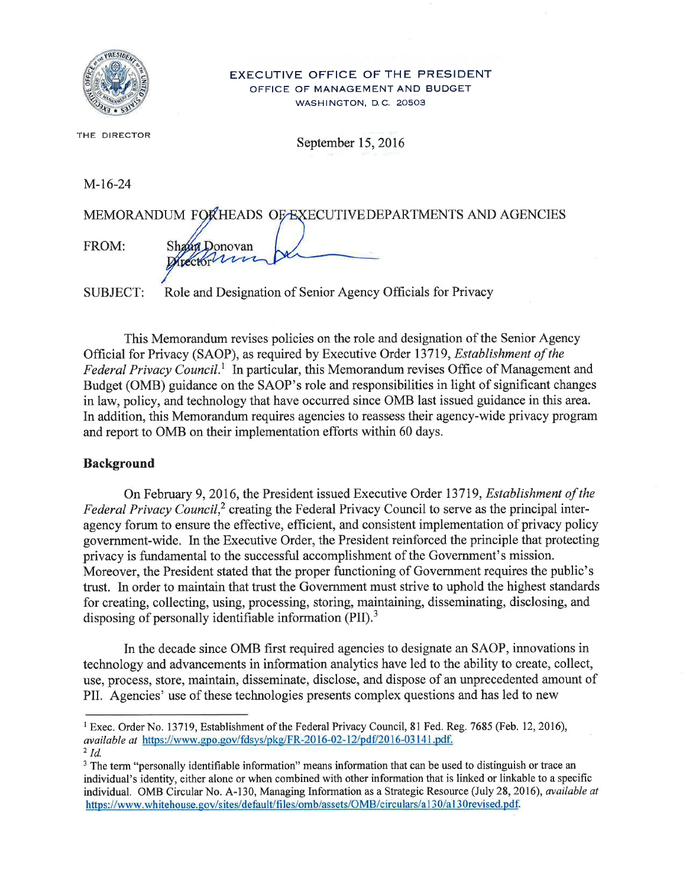EXECUTIVE OFFICE OF THE PRESIDENT
OFFICE OF MANAGEMENT AND BUDGET
WASHINGTON, D.C. 20503

THE DIRECTOR

September 15, 2016

M-16-24

MEMORANDUM FOR HEADS OF EXECUTIVE DEPARTMENTS AND AGENCIES

FROM: Shaun Donovan
Director

SUBJECT: Role and Designation of Senior Agency Officials for Privacy

This Memorandum revises policies on the role and designation of the Senior Agency Official for Privacy (SAOP), as required by Executive Order 13719, *Establishment of the Federal Privacy Council.*[1] In particular, this Memorandum revises Office of Management and Budget (OMB) guidance on the SAOP's role and responsibilities in light of significant changes in law, policy, and technology that have occurred since OMB last issued guidance in this area. In addition, this Memorandum requires agencies to reassess their agency-wide privacy program and report to OMB on their implementation efforts within 60 days.

**Background**

On February 9, 2016, the President issued Executive Order 13719, *Establishment of the Federal Privacy Council*,[2] creating the Federal Privacy Council to serve as the principal inter-agency forum to ensure the effective, efficient, and consistent implementation of privacy policy government-wide. In the Executive Order, the President reinforced the principle that protecting privacy is fundamental to the successful accomplishment of the Government's mission. Moreover, the President stated that the proper functioning of Government requires the public's trust. In order to maintain that trust the Government must strive to uphold the highest standards for creating, collecting, using, processing, storing, maintaining, disseminating, disclosing, and disposing of personally identifiable information (PII).[3]

In the decade since OMB first required agencies to designate an SAOP, innovations in technology and advancements in information analytics have led to the ability to create, collect, use, process, store, maintain, disseminate, disclose, and dispose of an unprecedented amount of PII. Agencies' use of these technologies presents complex questions and has led to new

---

[1] Exec. Order No. 13719, Establishment of the Federal Privacy Council, 81 Fed. Reg. 7685 (Feb. 12, 2016), *available at* https://www.gpo.gov/fdsys/pkg/FR-2016-02-12/pdf/2016-03141.pdf.

[2] *Id.*

[3] The term "personally identifiable information" means information that can be used to distinguish or trace an individual's identity, either alone or when combined with other information that is linked or linkable to a specific individual. OMB Circular No. A-130, Managing Information as a Strategic Resource (July 28, 2016), *available at* https://www.whitehouse.gov/sites/default/files/omb/assets/OMB/circulars/a130/a130revised.pdf.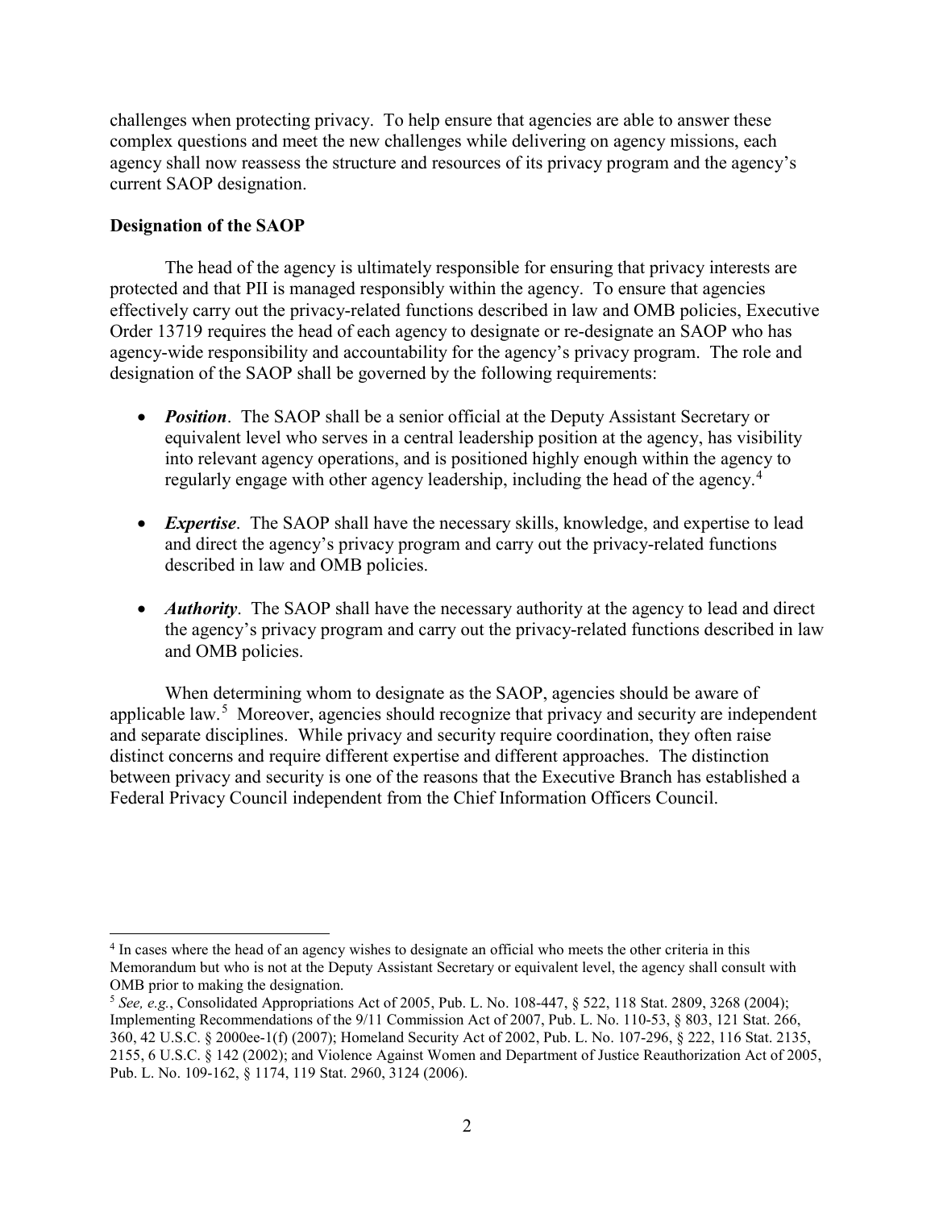challenges when protecting privacy. To help ensure that agencies are able to answer these complex questions and meet the new challenges while delivering on agency missions, each agency shall now reassess the structure and resources of its privacy program and the agency's current SAOP designation.

**Designation of the SAOP**

The head of the agency is ultimately responsible for ensuring that privacy interests are protected and that PII is managed responsibly within the agency. To ensure that agencies effectively carry out the privacy-related functions described in law and OMB policies, Executive Order 13719 requires the head of each agency to designate or re-designate an SAOP who has agency-wide responsibility and accountability for the agency's privacy program. The role and designation of the SAOP shall be governed by the following requirements:

- ***Position***. The SAOP shall be a senior official at the Deputy Assistant Secretary or equivalent level who serves in a central leadership position at the agency, has visibility into relevant agency operations, and is positioned highly enough within the agency to regularly engage with other agency leadership, including the head of the agency.[4]

- ***Expertise***. The SAOP shall have the necessary skills, knowledge, and expertise to lead and direct the agency's privacy program and carry out the privacy-related functions described in law and OMB policies.

- ***Authority***. The SAOP shall have the necessary authority at the agency to lead and direct the agency's privacy program and carry out the privacy-related functions described in law and OMB policies.

When determining whom to designate as the SAOP, agencies should be aware of applicable law.[5] Moreover, agencies should recognize that privacy and security are independent and separate disciplines. While privacy and security require coordination, they often raise distinct concerns and require different expertise and different approaches. The distinction between privacy and security is one of the reasons that the Executive Branch has established a Federal Privacy Council independent from the Chief Information Officers Council.

---

[4] In cases where the head of an agency wishes to designate an official who meets the other criteria in this Memorandum but who is not at the Deputy Assistant Secretary or equivalent level, the agency shall consult with OMB prior to making the designation.

[5] *See, e.g.*, Consolidated Appropriations Act of 2005, Pub. L. No. 108-447, § 522, 118 Stat. 2809, 3268 (2004); Implementing Recommendations of the 9/11 Commission Act of 2007, Pub. L. No. 110-53, § 803, 121 Stat. 266, 360, 42 U.S.C. § 2000ee-1(f) (2007); Homeland Security Act of 2002, Pub. L. No. 107-296, § 222, 116 Stat. 2135, 2155, 6 U.S.C. § 142 (2002); and Violence Against Women and Department of Justice Reauthorization Act of 2005, Pub. L. No. 109-162, § 1174, 119 Stat. 2960, 3124 (2006).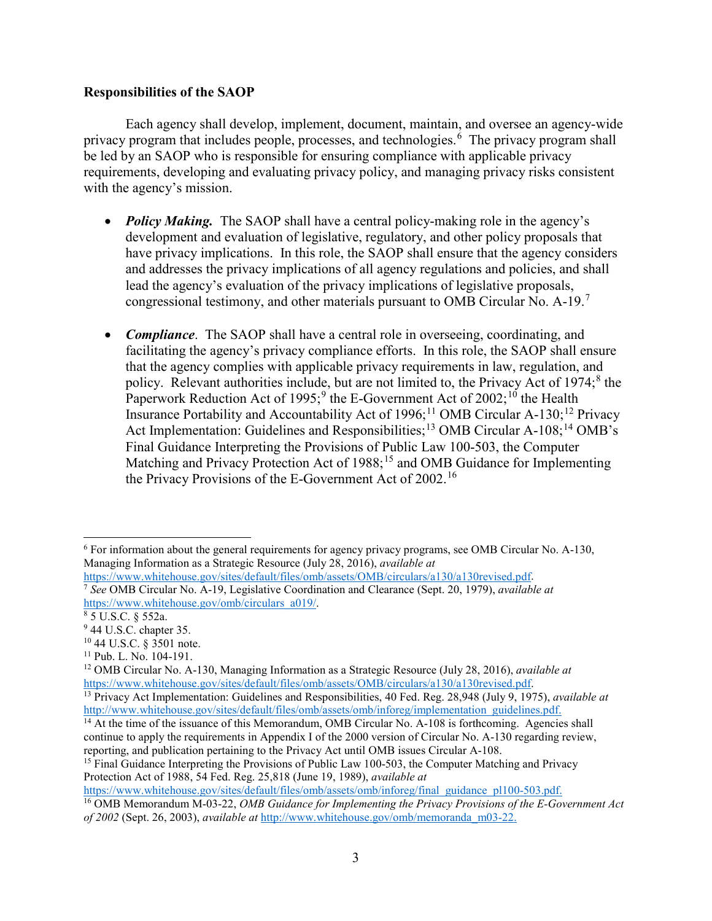**Responsibilities of the SAOP**

Each agency shall develop, implement, document, maintain, and oversee an agency-wide privacy program that includes people, processes, and technologies.[6] The privacy program shall be led by an SAOP who is responsible for ensuring compliance with applicable privacy requirements, developing and evaluating privacy policy, and managing privacy risks consistent with the agency's mission.

- ***Policy Making.*** The SAOP shall have a central policy-making role in the agency's development and evaluation of legislative, regulatory, and other policy proposals that have privacy implications. In this role, the SAOP shall ensure that the agency considers and addresses the privacy implications of all agency regulations and policies, and shall lead the agency's evaluation of the privacy implications of legislative proposals, congressional testimony, and other materials pursuant to OMB Circular No. A-19.[7]

- ***Compliance*.** The SAOP shall have a central role in overseeing, coordinating, and facilitating the agency's privacy compliance efforts. In this role, the SAOP shall ensure that the agency complies with applicable privacy requirements in law, regulation, and policy. Relevant authorities include, but are not limited to, the Privacy Act of 1974;[8] the Paperwork Reduction Act of 1995;[9] the E-Government Act of 2002;[10] the Health Insurance Portability and Accountability Act of 1996;[11] OMB Circular A-130;[12] Privacy Act Implementation: Guidelines and Responsibilities;[13] OMB Circular A-108;[14] OMB's Final Guidance Interpreting the Provisions of Public Law 100-503, the Computer Matching and Privacy Protection Act of 1988;[15] and OMB Guidance for Implementing the Privacy Provisions of the E-Government Act of 2002.[16]

---

[6] For information about the general requirements for agency privacy programs, see OMB Circular No. A-130, Managing Information as a Strategic Resource (July 28, 2016), *available at* https://www.whitehouse.gov/sites/default/files/omb/assets/OMB/circulars/a130/a130revised.pdf.

[7] *See* OMB Circular No. A-19, Legislative Coordination and Clearance (Sept. 20, 1979), *available at* https://www.whitehouse.gov/omb/circulars_a019/.

[8] 5 U.S.C. § 552a.

[9] 44 U.S.C. chapter 35.

[10] 44 U.S.C. § 3501 note.

[11] Pub. L. No. 104-191.

[12] OMB Circular No. A-130, Managing Information as a Strategic Resource (July 28, 2016), *available at* https://www.whitehouse.gov/sites/default/files/omb/assets/OMB/circulars/a130/a130revised.pdf.

[13] Privacy Act Implementation: Guidelines and Responsibilities, 40 Fed. Reg. 28,948 (July 9, 1975), *available at* http://www.whitehouse.gov/sites/default/files/omb/assets/omb/inforeg/implementation_guidelines.pdf.

[14] At the time of the issuance of this Memorandum, OMB Circular No. A-108 is forthcoming. Agencies shall continue to apply the requirements in Appendix I of the 2000 version of Circular No. A-130 regarding review, reporting, and publication pertaining to the Privacy Act until OMB issues Circular A-108.

[15] Final Guidance Interpreting the Provisions of Public Law 100-503, the Computer Matching and Privacy Protection Act of 1988, 54 Fed. Reg. 25,818 (June 19, 1989), *available at* https://www.whitehouse.gov/sites/default/files/omb/assets/omb/inforeg/final_guidance_pl100-503.pdf.

[16] OMB Memorandum M-03-22, *OMB Guidance for Implementing the Privacy Provisions of the E-Government Act of 2002* (Sept. 26, 2003), *available at* http://www.whitehouse.gov/omb/memoranda_m03-22.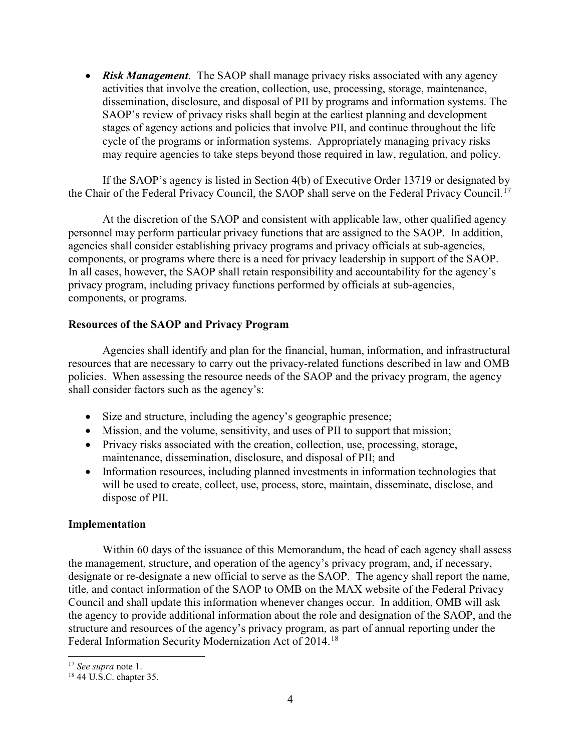- ***Risk Management***. The SAOP shall manage privacy risks associated with any agency activities that involve the creation, collection, use, processing, storage, maintenance, dissemination, disclosure, and disposal of PII by programs and information systems. The SAOP's review of privacy risks shall begin at the earliest planning and development stages of agency actions and policies that involve PII, and continue throughout the life cycle of the programs or information systems. Appropriately managing privacy risks may require agencies to take steps beyond those required in law, regulation, and policy.

If the SAOP's agency is listed in Section 4(b) of Executive Order 13719 or designated by the Chair of the Federal Privacy Council, the SAOP shall serve on the Federal Privacy Council.[17]

At the discretion of the SAOP and consistent with applicable law, other qualified agency personnel may perform particular privacy functions that are assigned to the SAOP. In addition, agencies shall consider establishing privacy programs and privacy officials at sub-agencies, components, or programs where there is a need for privacy leadership in support of the SAOP. In all cases, however, the SAOP shall retain responsibility and accountability for the agency's privacy program, including privacy functions performed by officials at sub-agencies, components, or programs.

**Resources of the SAOP and Privacy Program**

Agencies shall identify and plan for the financial, human, information, and infrastructural resources that are necessary to carry out the privacy-related functions described in law and OMB policies. When assessing the resource needs of the SAOP and the privacy program, the agency shall consider factors such as the agency's:

- Size and structure, including the agency's geographic presence;
- Mission, and the volume, sensitivity, and uses of PII to support that mission;
- Privacy risks associated with the creation, collection, use, processing, storage, maintenance, dissemination, disclosure, and disposal of PII; and
- Information resources, including planned investments in information technologies that will be used to create, collect, use, process, store, maintain, disseminate, disclose, and dispose of PII.

**Implementation**

Within 60 days of the issuance of this Memorandum, the head of each agency shall assess the management, structure, and operation of the agency's privacy program, and, if necessary, designate or re-designate a new official to serve as the SAOP. The agency shall report the name, title, and contact information of the SAOP to OMB on the MAX website of the Federal Privacy Council and shall update this information whenever changes occur. In addition, OMB will ask the agency to provide additional information about the role and designation of the SAOP, and the structure and resources of the agency's privacy program, as part of annual reporting under the Federal Information Security Modernization Act of 2014.[18]

---

[17] *See supra* note 1.

[18] 44 U.S.C. chapter 35.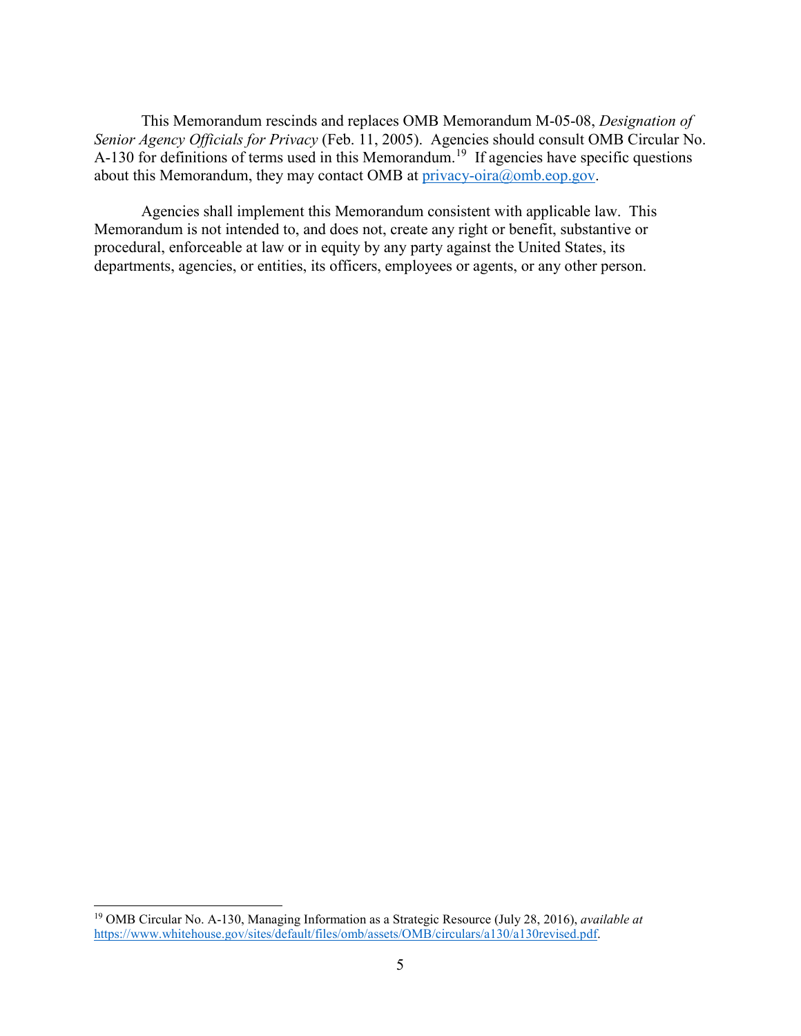This Memorandum rescinds and replaces OMB Memorandum M-05-08, *Designation of Senior Agency Officials for Privacy* (Feb. 11, 2005). Agencies should consult OMB Circular No. A-130 for definitions of terms used in this Memorandum.[19] If agencies have specific questions about this Memorandum, they may contact OMB at privacy-oira@omb.eop.gov.

Agencies shall implement this Memorandum consistent with applicable law. This Memorandum is not intended to, and does not, create any right or benefit, substantive or procedural, enforceable at law or in equity by any party against the United States, its departments, agencies, or entities, its officers, employees or agents, or any other person.

---

[19] OMB Circular No. A-130, Managing Information as a Strategic Resource (July 28, 2016), *available at* https://www.whitehouse.gov/sites/default/files/omb/assets/OMB/circulars/a130/a130revised.pdf.